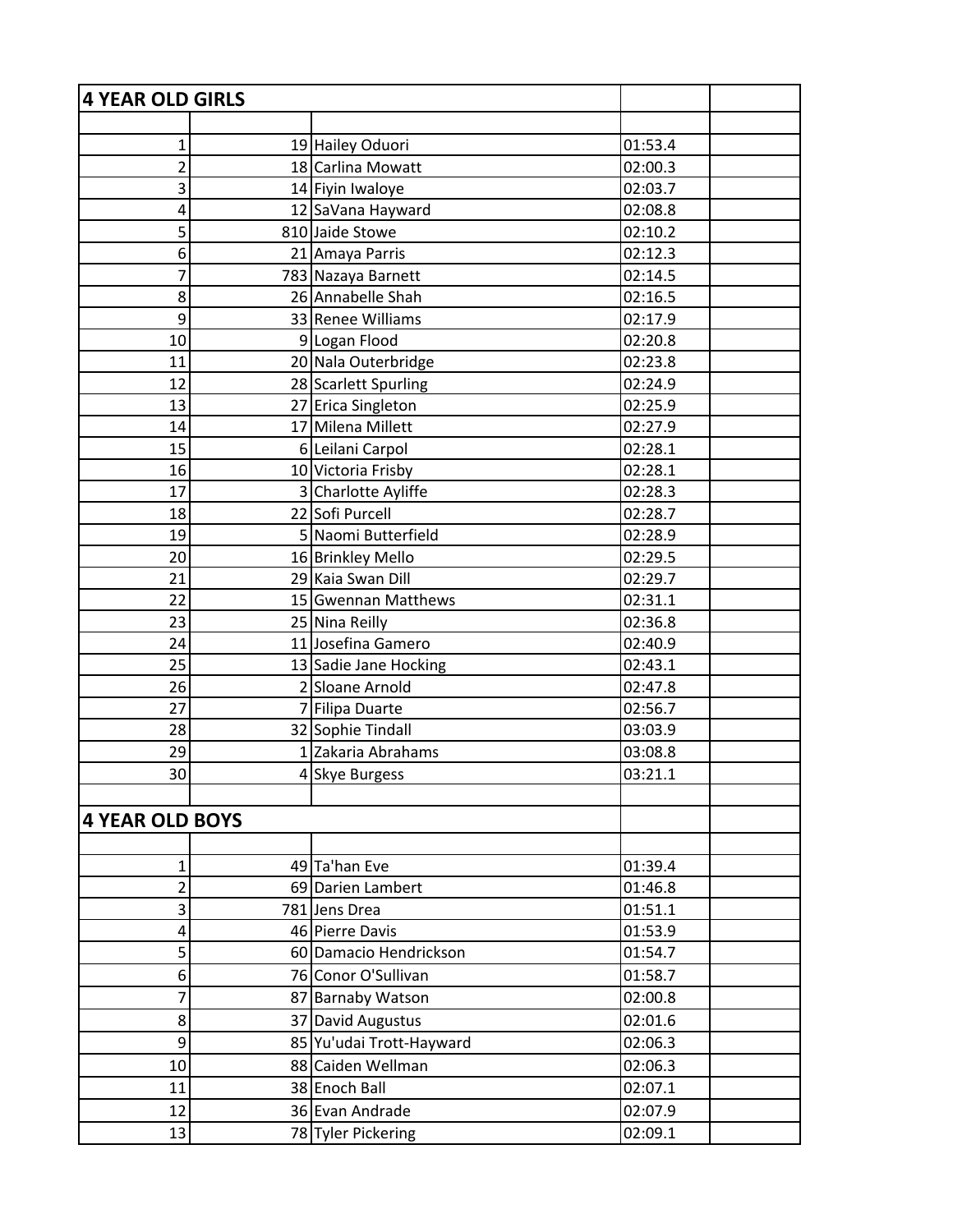## 4 YEAR OLD GIRLS

| Place | Bib | Name | Time | |
|---|---|---|---|---|
| 1 | 19 | Hailey Oduori | 01:53.4 | |
| 2 | 18 | Carlina Mowatt | 02:00.3 | |
| 3 | 14 | Fiyin Iwaloye | 02:03.7 | |
| 4 | 12 | SaVana Hayward | 02:08.8 | |
| 5 | 810 | Jaide Stowe | 02:10.2 | |
| 6 | 21 | Amaya Parris | 02:12.3 | |
| 7 | 783 | Nazaya Barnett | 02:14.5 | |
| 8 | 26 | Annabelle Shah | 02:16.5 | |
| 9 | 33 | Renee Williams | 02:17.9 | |
| 10 | 9 | Logan Flood | 02:20.8 | |
| 11 | 20 | Nala Outerbridge | 02:23.8 | |
| 12 | 28 | Scarlett Spurling | 02:24.9 | |
| 13 | 27 | Erica Singleton | 02:25.9 | |
| 14 | 17 | Milena Millett | 02:27.9 | |
| 15 | 6 | Leilani Carpol | 02:28.1 | |
| 16 | 10 | Victoria Frisby | 02:28.1 | |
| 17 | 3 | Charlotte Ayliffe | 02:28.3 | |
| 18 | 22 | Sofi Purcell | 02:28.7 | |
| 19 | 5 | Naomi Butterfield | 02:28.9 | |
| 20 | 16 | Brinkley Mello | 02:29.5 | |
| 21 | 29 | Kaia Swan Dill | 02:29.7 | |
| 22 | 15 | Gwennan Matthews | 02:31.1 | |
| 23 | 25 | Nina Reilly | 02:36.8 | |
| 24 | 11 | Josefina Gamero | 02:40.9 | |
| 25 | 13 | Sadie Jane Hocking | 02:43.1 | |
| 26 | 2 | Sloane Arnold | 02:47.8 | |
| 27 | 7 | Filipa Duarte | 02:56.7 | |
| 28 | 32 | Sophie Tindall | 03:03.9 | |
| 29 | 1 | Zakaria Abrahams | 03:08.8 | |
| 30 | 4 | Skye Burgess | 03:21.1 | |

## 4 YEAR OLD BOYS

| Place | Bib | Name | Time | |
|---|---|---|---|---|
| 1 | 49 | Ta'han Eve | 01:39.4 | |
| 2 | 69 | Darien Lambert | 01:46.8 | |
| 3 | 781 | Jens Drea | 01:51.1 | |
| 4 | 46 | Pierre Davis | 01:53.9 | |
| 5 | 60 | Damacio Hendrickson | 01:54.7 | |
| 6 | 76 | Conor O'Sullivan | 01:58.7 | |
| 7 | 87 | Barnaby Watson | 02:00.8 | |
| 8 | 37 | David Augustus | 02:01.6 | |
| 9 | 85 | Yu'udai Trott-Hayward | 02:06.3 | |
| 10 | 88 | Caiden Wellman | 02:06.3 | |
| 11 | 38 | Enoch Ball | 02:07.1 | |
| 12 | 36 | Evan Andrade | 02:07.9 | |
| 13 | 78 | Tyler Pickering | 02:09.1 | |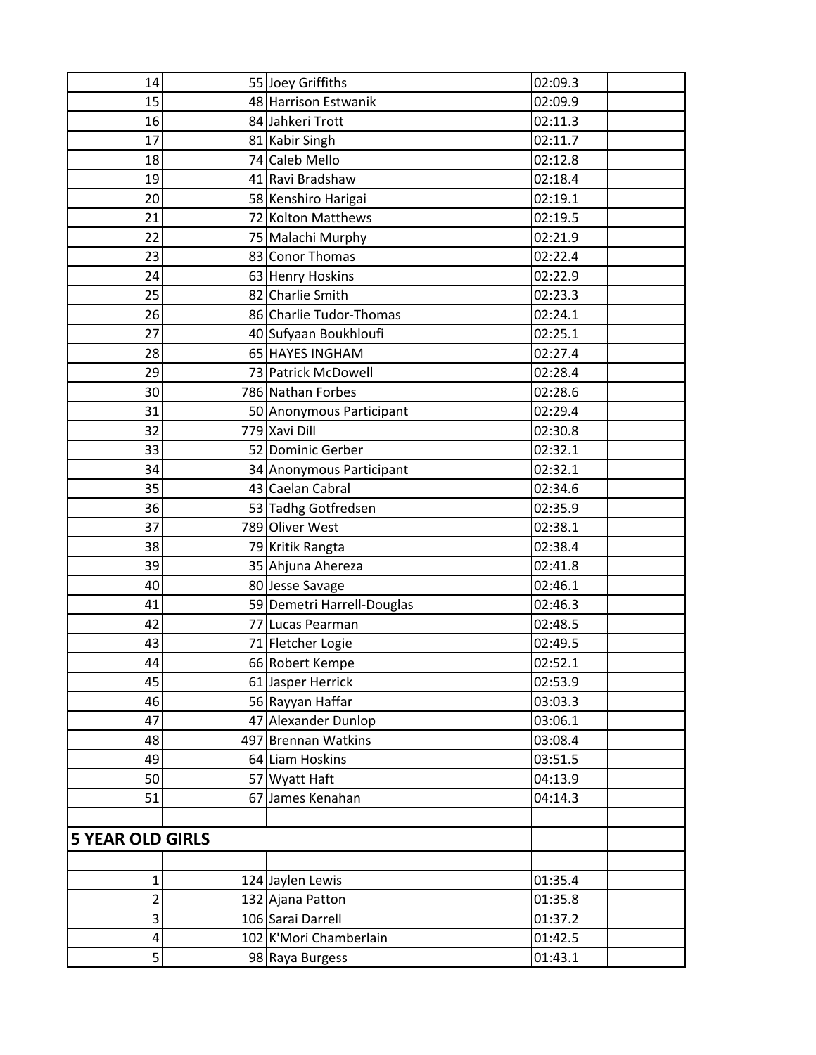| | | | | |
|---|---|---|---|---|
| 14 | 55 | Joey Griffiths | 02:09.3 | |
| 15 | 48 | Harrison Estwanik | 02:09.9 | |
| 16 | 84 | Jahkeri Trott | 02:11.3 | |
| 17 | 81 | Kabir Singh | 02:11.7 | |
| 18 | 74 | Caleb Mello | 02:12.8 | |
| 19 | 41 | Ravi Bradshaw | 02:18.4 | |
| 20 | 58 | Kenshiro Harigai | 02:19.1 | |
| 21 | 72 | Kolton Matthews | 02:19.5 | |
| 22 | 75 | Malachi Murphy | 02:21.9 | |
| 23 | 83 | Conor Thomas | 02:22.4 | |
| 24 | 63 | Henry Hoskins | 02:22.9 | |
| 25 | 82 | Charlie Smith | 02:23.3 | |
| 26 | 86 | Charlie Tudor-Thomas | 02:24.1 | |
| 27 | 40 | Sufyaan Boukhloufi | 02:25.1 | |
| 28 | 65 | HAYES INGHAM | 02:27.4 | |
| 29 | 73 | Patrick McDowell | 02:28.4 | |
| 30 | 786 | Nathan Forbes | 02:28.6 | |
| 31 | 50 | Anonymous Participant | 02:29.4 | |
| 32 | 779 | Xavi Dill | 02:30.8 | |
| 33 | 52 | Dominic Gerber | 02:32.1 | |
| 34 | 34 | Anonymous Participant | 02:32.1 | |
| 35 | 43 | Caelan Cabral | 02:34.6 | |
| 36 | 53 | Tadhg Gotfredsen | 02:35.9 | |
| 37 | 789 | Oliver West | 02:38.1 | |
| 38 | 79 | Kritik Rangta | 02:38.4 | |
| 39 | 35 | Ahjuna Ahereza | 02:41.8 | |
| 40 | 80 | Jesse Savage | 02:46.1 | |
| 41 | 59 | Demetri Harrell-Douglas | 02:46.3 | |
| 42 | 77 | Lucas Pearman | 02:48.5 | |
| 43 | 71 | Fletcher Logie | 02:49.5 | |
| 44 | 66 | Robert Kempe | 02:52.1 | |
| 45 | 61 | Jasper Herrick | 02:53.9 | |
| 46 | 56 | Rayyan Haffar | 03:03.3 | |
| 47 | 47 | Alexander Dunlop | 03:06.1 | |
| 48 | 497 | Brennan Watkins | 03:08.4 | |
| 49 | 64 | Liam Hoskins | 03:51.5 | |
| 50 | 57 | Wyatt Haft | 04:13.9 | |
| 51 | 67 | James Kenahan | 04:14.3 | |
| | | | | |
| **5 YEAR OLD GIRLS** | | | | |
| | | | | |
| 1 | 124 | Jaylen Lewis | 01:35.4 | |
| 2 | 132 | Ajana Patton | 01:35.8 | |
| 3 | 106 | Sarai Darrell | 01:37.2 | |
| 4 | 102 | K'Mori Chamberlain | 01:42.5 | |
| 5 | 98 | Raya Burgess | 01:43.1 | |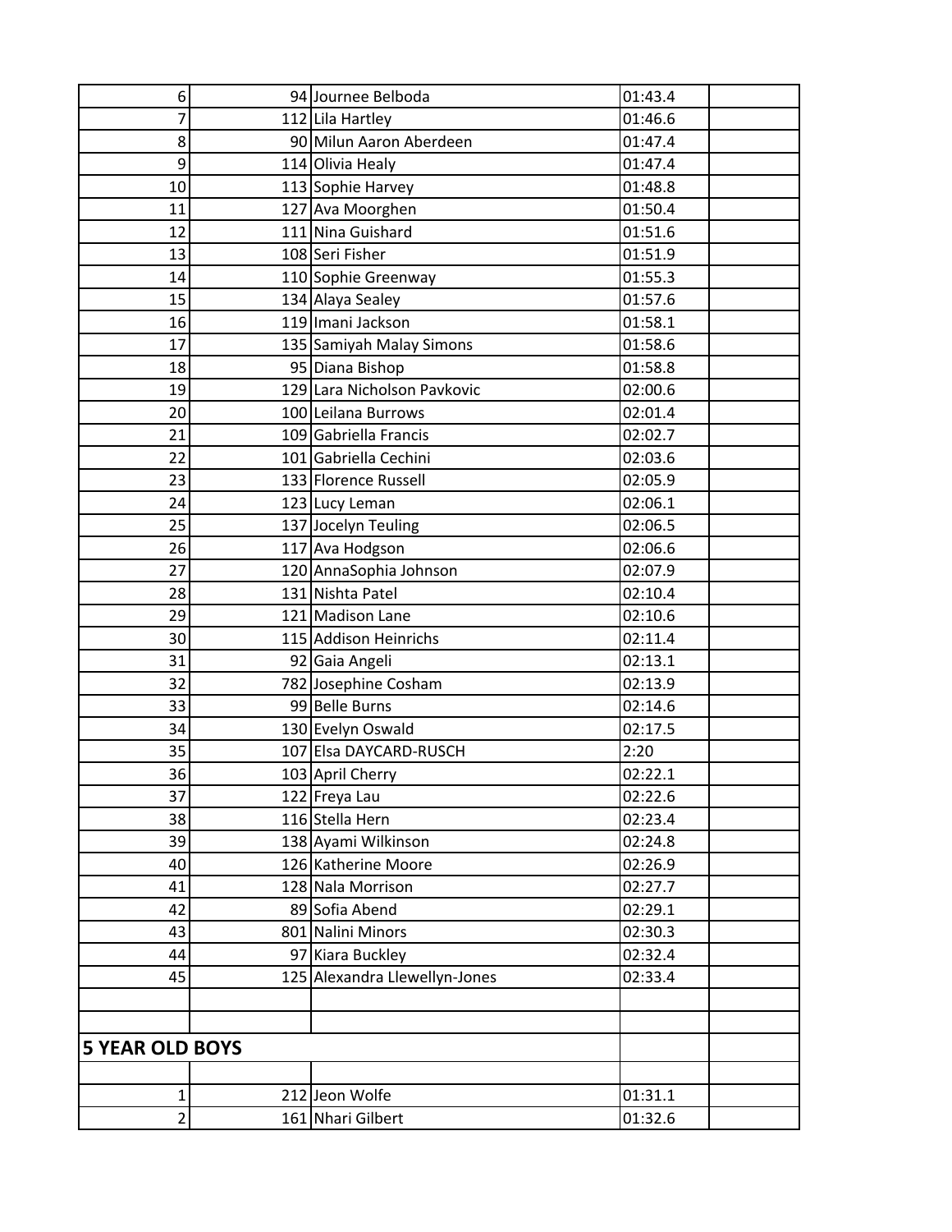| | | | | |
|---|---|---|---|---|
| 6 | 94 | Journee Belboda | 01:43.4 | |
| 7 | 112 | Lila Hartley | 01:46.6 | |
| 8 | 90 | Milun Aaron Aberdeen | 01:47.4 | |
| 9 | 114 | Olivia Healy | 01:47.4 | |
| 10 | 113 | Sophie Harvey | 01:48.8 | |
| 11 | 127 | Ava Moorghen | 01:50.4 | |
| 12 | 111 | Nina Guishard | 01:51.6 | |
| 13 | 108 | Seri Fisher | 01:51.9 | |
| 14 | 110 | Sophie Greenway | 01:55.3 | |
| 15 | 134 | Alaya Sealey | 01:57.6 | |
| 16 | 119 | Imani Jackson | 01:58.1 | |
| 17 | 135 | Samiyah Malay Simons | 01:58.6 | |
| 18 | 95 | Diana Bishop | 01:58.8 | |
| 19 | 129 | Lara Nicholson Pavkovic | 02:00.6 | |
| 20 | 100 | Leilana Burrows | 02:01.4 | |
| 21 | 109 | Gabriella Francis | 02:02.7 | |
| 22 | 101 | Gabriella Cechini | 02:03.6 | |
| 23 | 133 | Florence Russell | 02:05.9 | |
| 24 | 123 | Lucy Leman | 02:06.1 | |
| 25 | 137 | Jocelyn Teuling | 02:06.5 | |
| 26 | 117 | Ava Hodgson | 02:06.6 | |
| 27 | 120 | AnnaSophia Johnson | 02:07.9 | |
| 28 | 131 | Nishta Patel | 02:10.4 | |
| 29 | 121 | Madison Lane | 02:10.6 | |
| 30 | 115 | Addison Heinrichs | 02:11.4 | |
| 31 | 92 | Gaia Angeli | 02:13.1 | |
| 32 | 782 | Josephine Cosham | 02:13.9 | |
| 33 | 99 | Belle Burns | 02:14.6 | |
| 34 | 130 | Evelyn Oswald | 02:17.5 | |
| 35 | 107 | Elsa DAYCARD-RUSCH | 2:20 | |
| 36 | 103 | April Cherry | 02:22.1 | |
| 37 | 122 | Freya Lau | 02:22.6 | |
| 38 | 116 | Stella Hern | 02:23.4 | |
| 39 | 138 | Ayami Wilkinson | 02:24.8 | |
| 40 | 126 | Katherine Moore | 02:26.9 | |
| 41 | 128 | Nala Morrison | 02:27.7 | |
| 42 | 89 | Sofia Abend | 02:29.1 | |
| 43 | 801 | Nalini Minors | 02:30.3 | |
| 44 | 97 | Kiara Buckley | 02:32.4 | |
| 45 | 125 | Alexandra Llewellyn-Jones | 02:33.4 | |
| | | | | |
| | | | | |
| **5 YEAR OLD BOYS** | | | | |
| | | | | |
| 1 | 212 | Jeon Wolfe | 01:31.1 | |
| 2 | 161 | Nhari Gilbert | 01:32.6 | |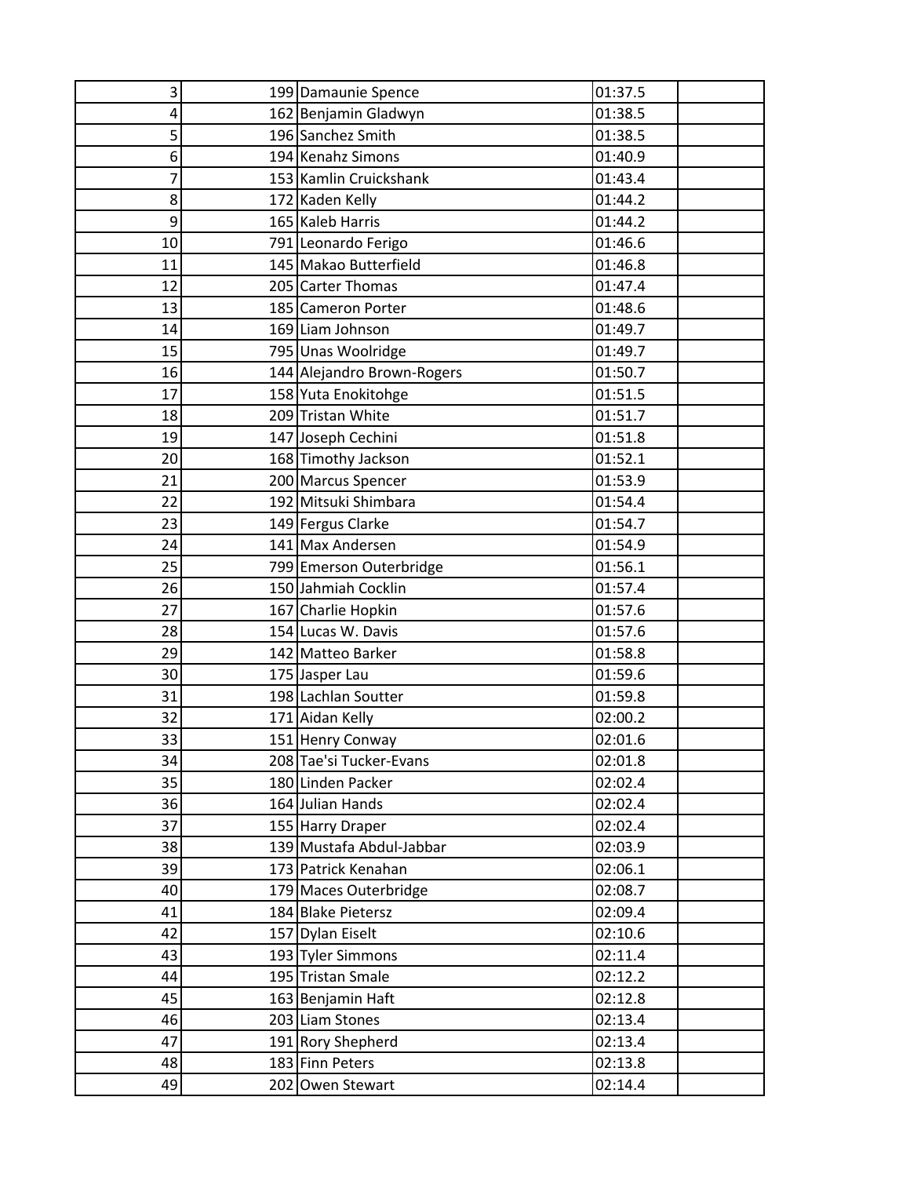| | | | | |
|---|---|---|---|---|
| 3 | 199 | Damaunie Spence | 01:37.5 | |
| 4 | 162 | Benjamin Gladwyn | 01:38.5 | |
| 5 | 196 | Sanchez Smith | 01:38.5 | |
| 6 | 194 | Kenahz Simons | 01:40.9 | |
| 7 | 153 | Kamlin Cruickshank | 01:43.4 | |
| 8 | 172 | Kaden Kelly | 01:44.2 | |
| 9 | 165 | Kaleb Harris | 01:44.2 | |
| 10 | 791 | Leonardo Ferigo | 01:46.6 | |
| 11 | 145 | Makao Butterfield | 01:46.8 | |
| 12 | 205 | Carter Thomas | 01:47.4 | |
| 13 | 185 | Cameron Porter | 01:48.6 | |
| 14 | 169 | Liam Johnson | 01:49.7 | |
| 15 | 795 | Unas Woolridge | 01:49.7 | |
| 16 | 144 | Alejandro Brown-Rogers | 01:50.7 | |
| 17 | 158 | Yuta Enokitohge | 01:51.5 | |
| 18 | 209 | Tristan White | 01:51.7 | |
| 19 | 147 | Joseph Cechini | 01:51.8 | |
| 20 | 168 | Timothy Jackson | 01:52.1 | |
| 21 | 200 | Marcus Spencer | 01:53.9 | |
| 22 | 192 | Mitsuki Shimbara | 01:54.4 | |
| 23 | 149 | Fergus Clarke | 01:54.7 | |
| 24 | 141 | Max Andersen | 01:54.9 | |
| 25 | 799 | Emerson Outerbridge | 01:56.1 | |
| 26 | 150 | Jahmiah Cocklin | 01:57.4 | |
| 27 | 167 | Charlie Hopkin | 01:57.6 | |
| 28 | 154 | Lucas W. Davis | 01:57.6 | |
| 29 | 142 | Matteo Barker | 01:58.8 | |
| 30 | 175 | Jasper Lau | 01:59.6 | |
| 31 | 198 | Lachlan Soutter | 01:59.8 | |
| 32 | 171 | Aidan Kelly | 02:00.2 | |
| 33 | 151 | Henry Conway | 02:01.6 | |
| 34 | 208 | Tae'si Tucker-Evans | 02:01.8 | |
| 35 | 180 | Linden Packer | 02:02.4 | |
| 36 | 164 | Julian Hands | 02:02.4 | |
| 37 | 155 | Harry Draper | 02:02.4 | |
| 38 | 139 | Mustafa Abdul-Jabbar | 02:03.9 | |
| 39 | 173 | Patrick Kenahan | 02:06.1 | |
| 40 | 179 | Maces Outerbridge | 02:08.7 | |
| 41 | 184 | Blake Pietersz | 02:09.4 | |
| 42 | 157 | Dylan Eiselt | 02:10.6 | |
| 43 | 193 | Tyler Simmons | 02:11.4 | |
| 44 | 195 | Tristan Smale | 02:12.2 | |
| 45 | 163 | Benjamin Haft | 02:12.8 | |
| 46 | 203 | Liam Stones | 02:13.4 | |
| 47 | 191 | Rory Shepherd | 02:13.4 | |
| 48 | 183 | Finn Peters | 02:13.8 | |
| 49 | 202 | Owen Stewart | 02:14.4 | |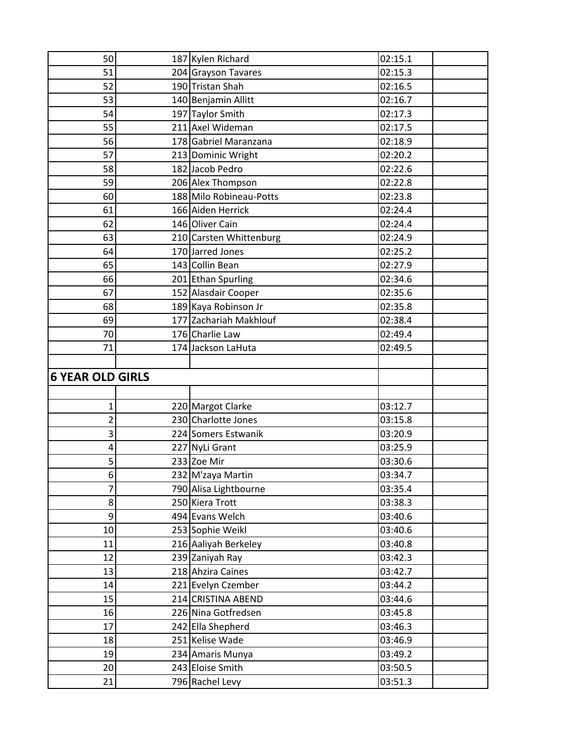| | | | | |
|---|---|---|---|---|
| 50 | 187 | Kylen Richard | 02:15.1 | |
| 51 | 204 | Grayson Tavares | 02:15.3 | |
| 52 | 190 | Tristan Shah | 02:16.5 | |
| 53 | 140 | Benjamin Allitt | 02:16.7 | |
| 54 | 197 | Taylor Smith | 02:17.3 | |
| 55 | 211 | Axel Wideman | 02:17.5 | |
| 56 | 178 | Gabriel Maranzana | 02:18.9 | |
| 57 | 213 | Dominic Wright | 02:20.2 | |
| 58 | 182 | Jacob Pedro | 02:22.6 | |
| 59 | 206 | Alex Thompson | 02:22.8 | |
| 60 | 188 | Milo Robineau-Potts | 02:23.8 | |
| 61 | 166 | Aiden Herrick | 02:24.4 | |
| 62 | 146 | Oliver Cain | 02:24.4 | |
| 63 | 210 | Carsten Whittenburg | 02:24.9 | |
| 64 | 170 | Jarred Jones | 02:25.2 | |
| 65 | 143 | Collin Bean | 02:27.9 | |
| 66 | 201 | Ethan Spurling | 02:34.6 | |
| 67 | 152 | Alasdair Cooper | 02:35.6 | |
| 68 | 189 | Kaya Robinson Jr | 02:35.8 | |
| 69 | 177 | Zachariah Makhlouf | 02:38.4 | |
| 70 | 176 | Charlie Law | 02:49.4 | |
| 71 | 174 | Jackson LaHuta | 02:49.5 | |
| | | | | |
| **6 YEAR OLD GIRLS** | | | | |
| | | | | |
| 1 | 220 | Margot Clarke | 03:12.7 | |
| 2 | 230 | Charlotte Jones | 03:15.8 | |
| 3 | 224 | Somers Estwanik | 03:20.9 | |
| 4 | 227 | NyLi Grant | 03:25.9 | |
| 5 | 233 | Zoe Mir | 03:30.6 | |
| 6 | 232 | M'zaya Martin | 03:34.7 | |
| 7 | 790 | Alisa Lightbourne | 03:35.4 | |
| 8 | 250 | Kiera Trott | 03:38.3 | |
| 9 | 494 | Evans Welch | 03:40.6 | |
| 10 | 253 | Sophie Weikl | 03:40.6 | |
| 11 | 216 | Aaliyah Berkeley | 03:40.8 | |
| 12 | 239 | Zaniyah Ray | 03:42.3 | |
| 13 | 218 | Ahzira Caines | 03:42.7 | |
| 14 | 221 | Evelyn Czember | 03:44.2 | |
| 15 | 214 | CRISTINA ABEND | 03:44.6 | |
| 16 | 226 | Nina Gotfredsen | 03:45.8 | |
| 17 | 242 | Ella Shepherd | 03:46.3 | |
| 18 | 251 | Kelise Wade | 03:46.9 | |
| 19 | 234 | Amaris Munya | 03:49.2 | |
| 20 | 243 | Eloise Smith | 03:50.5 | |
| 21 | 796 | Rachel Levy | 03:51.3 | |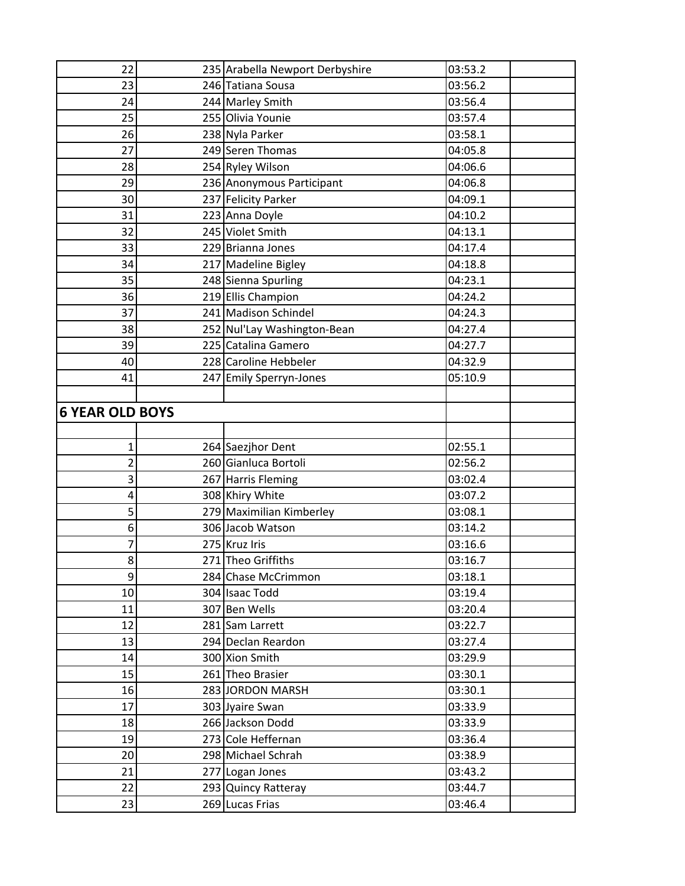| | | | | |
|---|---|---|---|---|
| 22 | 235 | Arabella Newport Derbyshire | 03:53.2 | |
| 23 | 246 | Tatiana Sousa | 03:56.2 | |
| 24 | 244 | Marley Smith | 03:56.4 | |
| 25 | 255 | Olivia Younie | 03:57.4 | |
| 26 | 238 | Nyla Parker | 03:58.1 | |
| 27 | 249 | Seren Thomas | 04:05.8 | |
| 28 | 254 | Ryley Wilson | 04:06.6 | |
| 29 | 236 | Anonymous Participant | 04:06.8 | |
| 30 | 237 | Felicity Parker | 04:09.1 | |
| 31 | 223 | Anna Doyle | 04:10.2 | |
| 32 | 245 | Violet Smith | 04:13.1 | |
| 33 | 229 | Brianna Jones | 04:17.4 | |
| 34 | 217 | Madeline Bigley | 04:18.8 | |
| 35 | 248 | Sienna Spurling | 04:23.1 | |
| 36 | 219 | Ellis Champion | 04:24.2 | |
| 37 | 241 | Madison Schindel | 04:24.3 | |
| 38 | 252 | Nul'Lay Washington-Bean | 04:27.4 | |
| 39 | 225 | Catalina Gamero | 04:27.7 | |
| 40 | 228 | Caroline Hebbeler | 04:32.9 | |
| 41 | 247 | Emily Sperryn-Jones | 05:10.9 | |
| | | | | |
| **6 YEAR OLD BOYS** | | | | |
| | | | | |
| 1 | 264 | Saezjhor Dent | 02:55.1 | |
| 2 | 260 | Gianluca Bortoli | 02:56.2 | |
| 3 | 267 | Harris Fleming | 03:02.4 | |
| 4 | 308 | Khiry White | 03:07.2 | |
| 5 | 279 | Maximilian Kimberley | 03:08.1 | |
| 6 | 306 | Jacob Watson | 03:14.2 | |
| 7 | 275 | Kruz Iris | 03:16.6 | |
| 8 | 271 | Theo Griffiths | 03:16.7 | |
| 9 | 284 | Chase McCrimmon | 03:18.1 | |
| 10 | 304 | Isaac Todd | 03:19.4 | |
| 11 | 307 | Ben Wells | 03:20.4 | |
| 12 | 281 | Sam Larrett | 03:22.7 | |
| 13 | 294 | Declan Reardon | 03:27.4 | |
| 14 | 300 | Xion Smith | 03:29.9 | |
| 15 | 261 | Theo Brasier | 03:30.1 | |
| 16 | 283 | JORDON MARSH | 03:30.1 | |
| 17 | 303 | Jyaire Swan | 03:33.9 | |
| 18 | 266 | Jackson Dodd | 03:33.9 | |
| 19 | 273 | Cole Heffernan | 03:36.4 | |
| 20 | 298 | Michael Schrah | 03:38.9 | |
| 21 | 277 | Logan Jones | 03:43.2 | |
| 22 | 293 | Quincy Ratteray | 03:44.7 | |
| 23 | 269 | Lucas Frias | 03:46.4 | |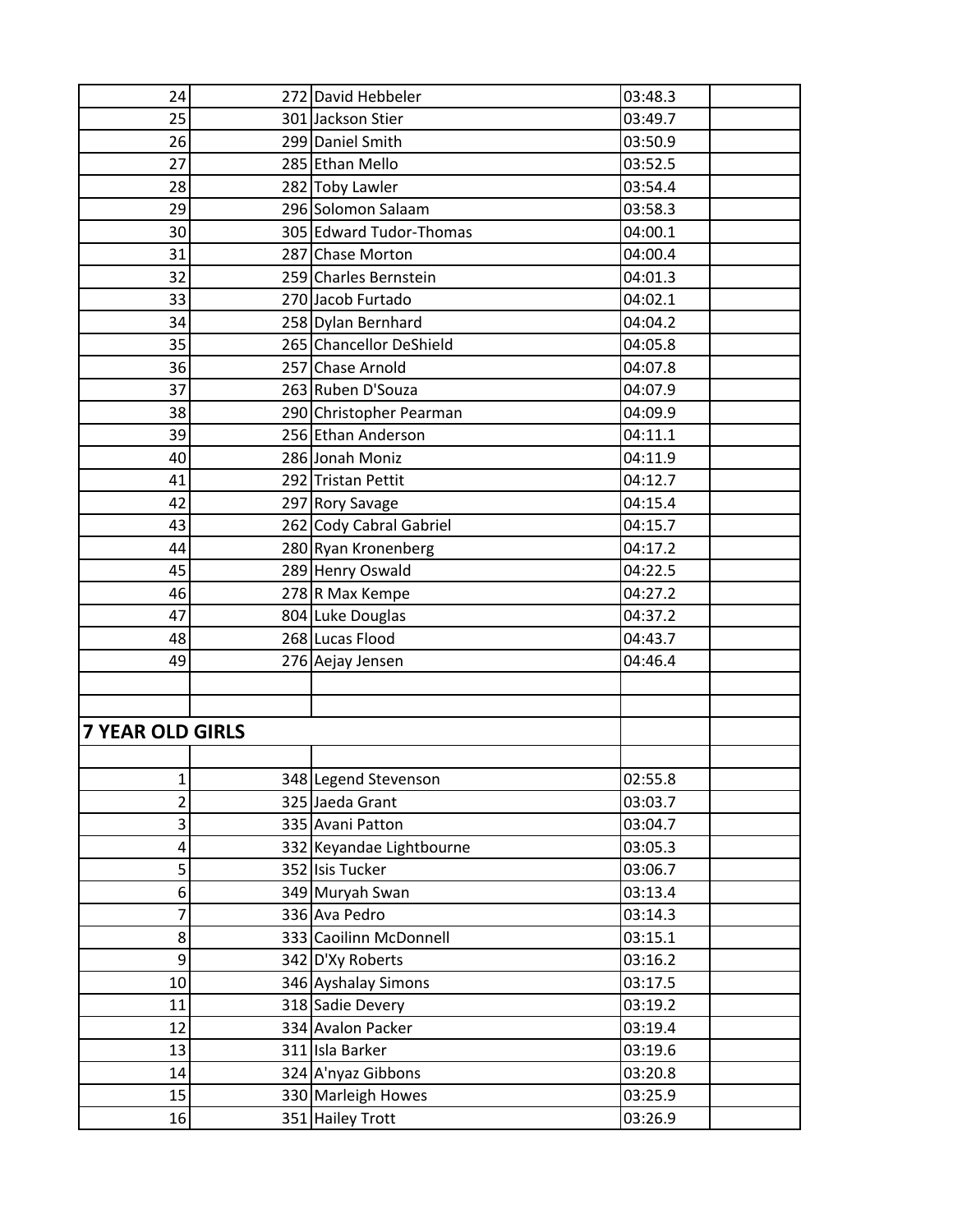| | | | | |
|---|---|---|---|---|
| 24 | 272 | David Hebbeler | 03:48.3 | |
| 25 | 301 | Jackson Stier | 03:49.7 | |
| 26 | 299 | Daniel Smith | 03:50.9 | |
| 27 | 285 | Ethan Mello | 03:52.5 | |
| 28 | 282 | Toby Lawler | 03:54.4 | |
| 29 | 296 | Solomon Salaam | 03:58.3 | |
| 30 | 305 | Edward Tudor-Thomas | 04:00.1 | |
| 31 | 287 | Chase Morton | 04:00.4 | |
| 32 | 259 | Charles Bernstein | 04:01.3 | |
| 33 | 270 | Jacob Furtado | 04:02.1 | |
| 34 | 258 | Dylan Bernhard | 04:04.2 | |
| 35 | 265 | Chancellor DeShield | 04:05.8 | |
| 36 | 257 | Chase Arnold | 04:07.8 | |
| 37 | 263 | Ruben D'Souza | 04:07.9 | |
| 38 | 290 | Christopher Pearman | 04:09.9 | |
| 39 | 256 | Ethan Anderson | 04:11.1 | |
| 40 | 286 | Jonah Moniz | 04:11.9 | |
| 41 | 292 | Tristan Pettit | 04:12.7 | |
| 42 | 297 | Rory Savage | 04:15.4 | |
| 43 | 262 | Cody Cabral Gabriel | 04:15.7 | |
| 44 | 280 | Ryan Kronenberg | 04:17.2 | |
| 45 | 289 | Henry Oswald | 04:22.5 | |
| 46 | 278 | R Max Kempe | 04:27.2 | |
| 47 | 804 | Luke Douglas | 04:37.2 | |
| 48 | 268 | Lucas Flood | 04:43.7 | |
| 49 | 276 | Aejay Jensen | 04:46.4 | |
| | | | | |
| | | | | |
| **7 YEAR OLD GIRLS** | | | | |
| | | | | |
| 1 | 348 | Legend Stevenson | 02:55.8 | |
| 2 | 325 | Jaeda Grant | 03:03.7 | |
| 3 | 335 | Avani Patton | 03:04.7 | |
| 4 | 332 | Keyandae Lightbourne | 03:05.3 | |
| 5 | 352 | Isis Tucker | 03:06.7 | |
| 6 | 349 | Muryah Swan | 03:13.4 | |
| 7 | 336 | Ava Pedro | 03:14.3 | |
| 8 | 333 | Caoilinn McDonnell | 03:15.1 | |
| 9 | 342 | D'Xy Roberts | 03:16.2 | |
| 10 | 346 | Ayshalay Simons | 03:17.5 | |
| 11 | 318 | Sadie Devery | 03:19.2 | |
| 12 | 334 | Avalon Packer | 03:19.4 | |
| 13 | 311 | Isla Barker | 03:19.6 | |
| 14 | 324 | A'nyaz Gibbons | 03:20.8 | |
| 15 | 330 | Marleigh Howes | 03:25.9 | |
| 16 | 351 | Hailey Trott | 03:26.9 | |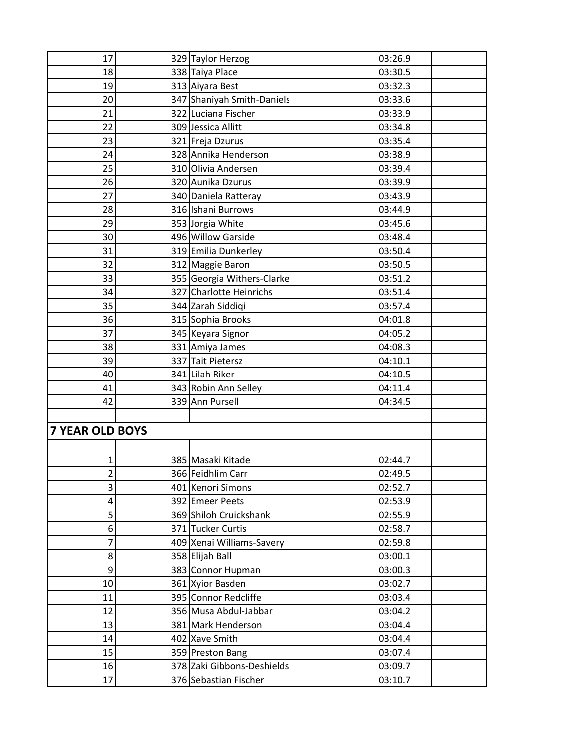| | | | | |
|---|---|---|---|---|
| 17 | 329 | Taylor Herzog | 03:26.9 | |
| 18 | 338 | Taiya Place | 03:30.5 | |
| 19 | 313 | Aiyara Best | 03:32.3 | |
| 20 | 347 | Shaniyah Smith-Daniels | 03:33.6 | |
| 21 | 322 | Luciana Fischer | 03:33.9 | |
| 22 | 309 | Jessica Allitt | 03:34.8 | |
| 23 | 321 | Freja Dzurus | 03:35.4 | |
| 24 | 328 | Annika Henderson | 03:38.9 | |
| 25 | 310 | Olivia Andersen | 03:39.4 | |
| 26 | 320 | Aunika Dzurus | 03:39.9 | |
| 27 | 340 | Daniela Ratteray | 03:43.9 | |
| 28 | 316 | Ishani Burrows | 03:44.9 | |
| 29 | 353 | Jorgia White | 03:45.6 | |
| 30 | 496 | Willow Garside | 03:48.4 | |
| 31 | 319 | Emilia Dunkerley | 03:50.4 | |
| 32 | 312 | Maggie Baron | 03:50.5 | |
| 33 | 355 | Georgia Withers-Clarke | 03:51.2 | |
| 34 | 327 | Charlotte Heinrichs | 03:51.4 | |
| 35 | 344 | Zarah Siddiqi | 03:57.4 | |
| 36 | 315 | Sophia Brooks | 04:01.8 | |
| 37 | 345 | Keyara Signor | 04:05.2 | |
| 38 | 331 | Amiya James | 04:08.3 | |
| 39 | 337 | Tait Pietersz | 04:10.1 | |
| 40 | 341 | Lilah Riker | 04:10.5 | |
| 41 | 343 | Robin Ann Selley | 04:11.4 | |
| 42 | 339 | Ann Pursell | 04:34.5 | |
| | | | | |
| **7 YEAR OLD BOYS** | | | | |
| | | | | |
| 1 | 385 | Masaki Kitade | 02:44.7 | |
| 2 | 366 | Feidhlim Carr | 02:49.5 | |
| 3 | 401 | Kenori Simons | 02:52.7 | |
| 4 | 392 | Emeer Peets | 02:53.9 | |
| 5 | 369 | Shiloh Cruickshank | 02:55.9 | |
| 6 | 371 | Tucker Curtis | 02:58.7 | |
| 7 | 409 | Xenai Williams-Savery | 02:59.8 | |
| 8 | 358 | Elijah Ball | 03:00.1 | |
| 9 | 383 | Connor Hupman | 03:00.3 | |
| 10 | 361 | Xyior Basden | 03:02.7 | |
| 11 | 395 | Connor Redcliffe | 03:03.4 | |
| 12 | 356 | Musa Abdul-Jabbar | 03:04.2 | |
| 13 | 381 | Mark Henderson | 03:04.4 | |
| 14 | 402 | Xave Smith | 03:04.4 | |
| 15 | 359 | Preston Bang | 03:07.4 | |
| 16 | 378 | Zaki Gibbons-Deshields | 03:09.7 | |
| 17 | 376 | Sebastian Fischer | 03:10.7 | |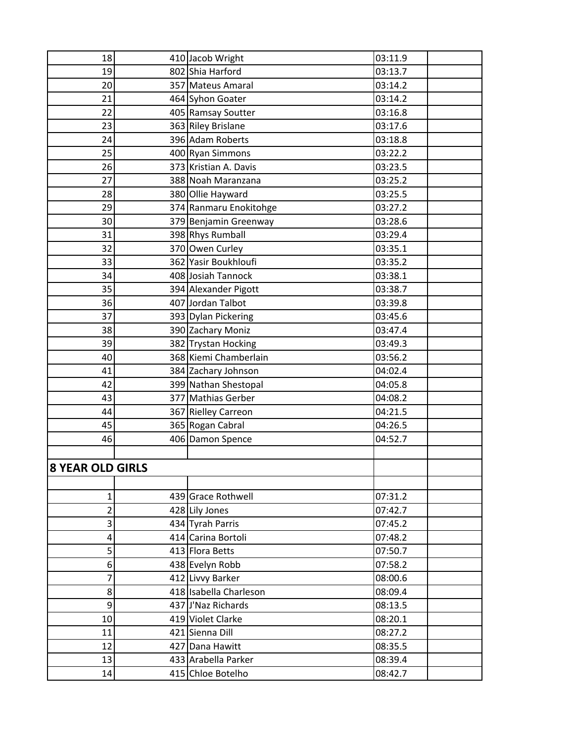| | | | | |
|---|---|---|---|---|
| 18 | 410 | Jacob Wright | 03:11.9 | |
| 19 | 802 | Shia Harford | 03:13.7 | |
| 20 | 357 | Mateus Amaral | 03:14.2 | |
| 21 | 464 | Syhon Goater | 03:14.2 | |
| 22 | 405 | Ramsay Soutter | 03:16.8 | |
| 23 | 363 | Riley Brislane | 03:17.6 | |
| 24 | 396 | Adam Roberts | 03:18.8 | |
| 25 | 400 | Ryan Simmons | 03:22.2 | |
| 26 | 373 | Kristian A. Davis | 03:23.5 | |
| 27 | 388 | Noah Maranzana | 03:25.2 | |
| 28 | 380 | Ollie Hayward | 03:25.5 | |
| 29 | 374 | Ranmaru Enokitohge | 03:27.2 | |
| 30 | 379 | Benjamin Greenway | 03:28.6 | |
| 31 | 398 | Rhys Rumball | 03:29.4 | |
| 32 | 370 | Owen Curley | 03:35.1 | |
| 33 | 362 | Yasir Boukhloufi | 03:35.2 | |
| 34 | 408 | Josiah Tannock | 03:38.1 | |
| 35 | 394 | Alexander Pigott | 03:38.7 | |
| 36 | 407 | Jordan Talbot | 03:39.8 | |
| 37 | 393 | Dylan Pickering | 03:45.6 | |
| 38 | 390 | Zachary Moniz | 03:47.4 | |
| 39 | 382 | Trystan Hocking | 03:49.3 | |
| 40 | 368 | Kiemi Chamberlain | 03:56.2 | |
| 41 | 384 | Zachary Johnson | 04:02.4 | |
| 42 | 399 | Nathan Shestopal | 04:05.8 | |
| 43 | 377 | Mathias Gerber | 04:08.2 | |
| 44 | 367 | Rielley Carreon | 04:21.5 | |
| 45 | 365 | Rogan Cabral | 04:26.5 | |
| 46 | 406 | Damon Spence | 04:52.7 | |
| | | | | |
| **8 YEAR OLD GIRLS** | | | | |
| | | | | |
| 1 | 439 | Grace Rothwell | 07:31.2 | |
| 2 | 428 | Lily Jones | 07:42.7 | |
| 3 | 434 | Tyrah Parris | 07:45.2 | |
| 4 | 414 | Carina Bortoli | 07:48.2 | |
| 5 | 413 | Flora Betts | 07:50.7 | |
| 6 | 438 | Evelyn Robb | 07:58.2 | |
| 7 | 412 | Livvy Barker | 08:00.6 | |
| 8 | 418 | Isabella Charleson | 08:09.4 | |
| 9 | 437 | J'Naz Richards | 08:13.5 | |
| 10 | 419 | Violet Clarke | 08:20.1 | |
| 11 | 421 | Sienna Dill | 08:27.2 | |
| 12 | 427 | Dana Hawitt | 08:35.5 | |
| 13 | 433 | Arabella Parker | 08:39.4 | |
| 14 | 415 | Chloe Botelho | 08:42.7 | |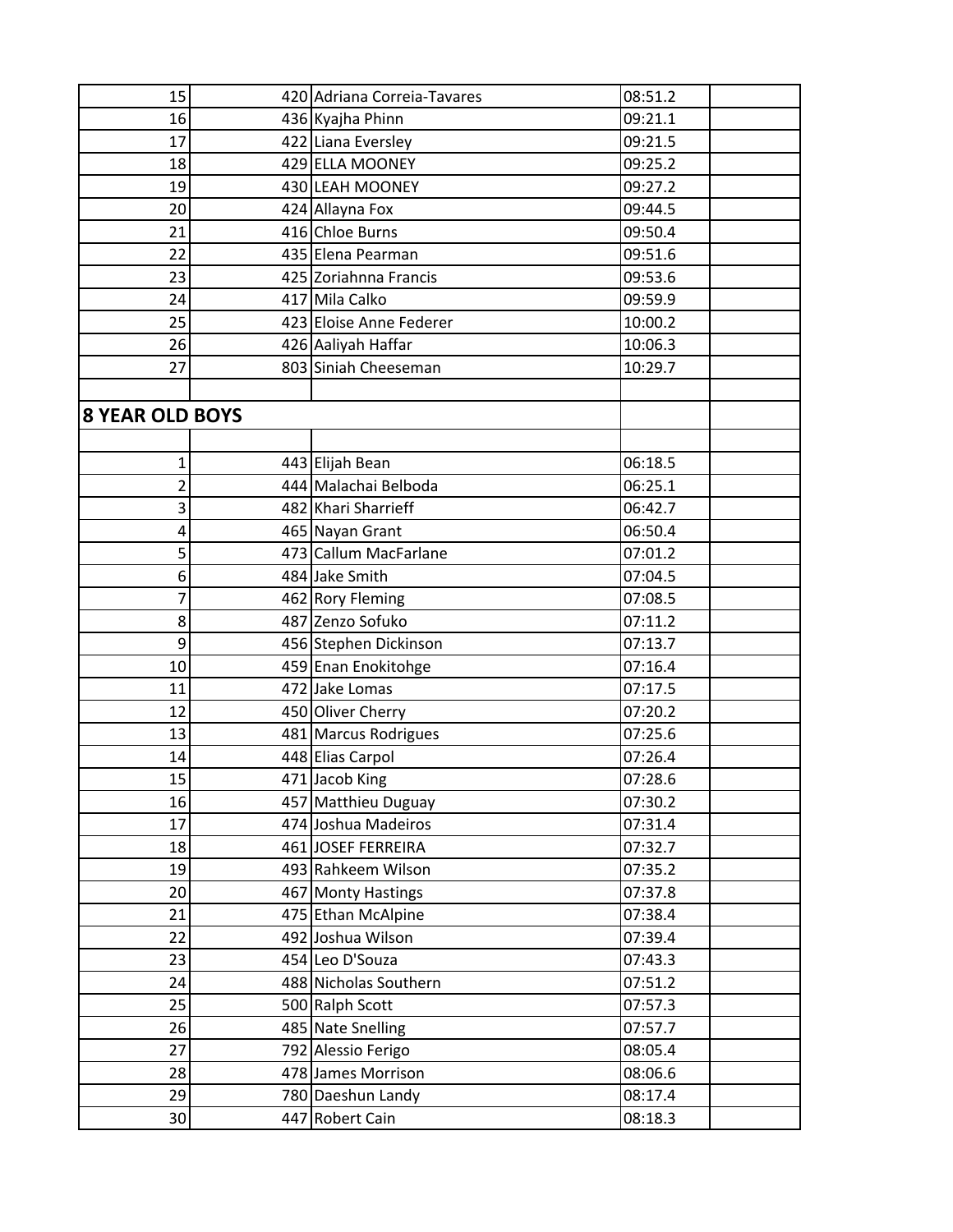| | | | | |
|---|---|---|---|---|
| 15 | 420 | Adriana Correia-Tavares | 08:51.2 | |
| 16 | 436 | Kyajha Phinn | 09:21.1 | |
| 17 | 422 | Liana Eversley | 09:21.5 | |
| 18 | 429 | ELLA MOONEY | 09:25.2 | |
| 19 | 430 | LEAH MOONEY | 09:27.2 | |
| 20 | 424 | Allayna Fox | 09:44.5 | |
| 21 | 416 | Chloe Burns | 09:50.4 | |
| 22 | 435 | Elena Pearman | 09:51.6 | |
| 23 | 425 | Zoriahnna Francis | 09:53.6 | |
| 24 | 417 | Mila Calko | 09:59.9 | |
| 25 | 423 | Eloise Anne Federer | 10:00.2 | |
| 26 | 426 | Aaliyah Haffar | 10:06.3 | |
| 27 | 803 | Siniah Cheeseman | 10:29.7 | |
| | | | | |
| **8 YEAR OLD BOYS** | | | | |
| | | | | |
| 1 | 443 | Elijah Bean | 06:18.5 | |
| 2 | 444 | Malachai Belboda | 06:25.1 | |
| 3 | 482 | Khari Sharrieff | 06:42.7 | |
| 4 | 465 | Nayan Grant | 06:50.4 | |
| 5 | 473 | Callum MacFarlane | 07:01.2 | |
| 6 | 484 | Jake Smith | 07:04.5 | |
| 7 | 462 | Rory Fleming | 07:08.5 | |
| 8 | 487 | Zenzo Sofuko | 07:11.2 | |
| 9 | 456 | Stephen Dickinson | 07:13.7 | |
| 10 | 459 | Enan Enokitohge | 07:16.4 | |
| 11 | 472 | Jake Lomas | 07:17.5 | |
| 12 | 450 | Oliver Cherry | 07:20.2 | |
| 13 | 481 | Marcus Rodrigues | 07:25.6 | |
| 14 | 448 | Elias Carpol | 07:26.4 | |
| 15 | 471 | Jacob King | 07:28.6 | |
| 16 | 457 | Matthieu Duguay | 07:30.2 | |
| 17 | 474 | Joshua Madeiros | 07:31.4 | |
| 18 | 461 | JOSEF FERREIRA | 07:32.7 | |
| 19 | 493 | Rahkeem Wilson | 07:35.2 | |
| 20 | 467 | Monty Hastings | 07:37.8 | |
| 21 | 475 | Ethan McAlpine | 07:38.4 | |
| 22 | 492 | Joshua Wilson | 07:39.4 | |
| 23 | 454 | Leo D'Souza | 07:43.3 | |
| 24 | 488 | Nicholas Southern | 07:51.2 | |
| 25 | 500 | Ralph Scott | 07:57.3 | |
| 26 | 485 | Nate Snelling | 07:57.7 | |
| 27 | 792 | Alessio Ferigo | 08:05.4 | |
| 28 | 478 | James Morrison | 08:06.6 | |
| 29 | 780 | Daeshun Landy | 08:17.4 | |
| 30 | 447 | Robert Cain | 08:18.3 | |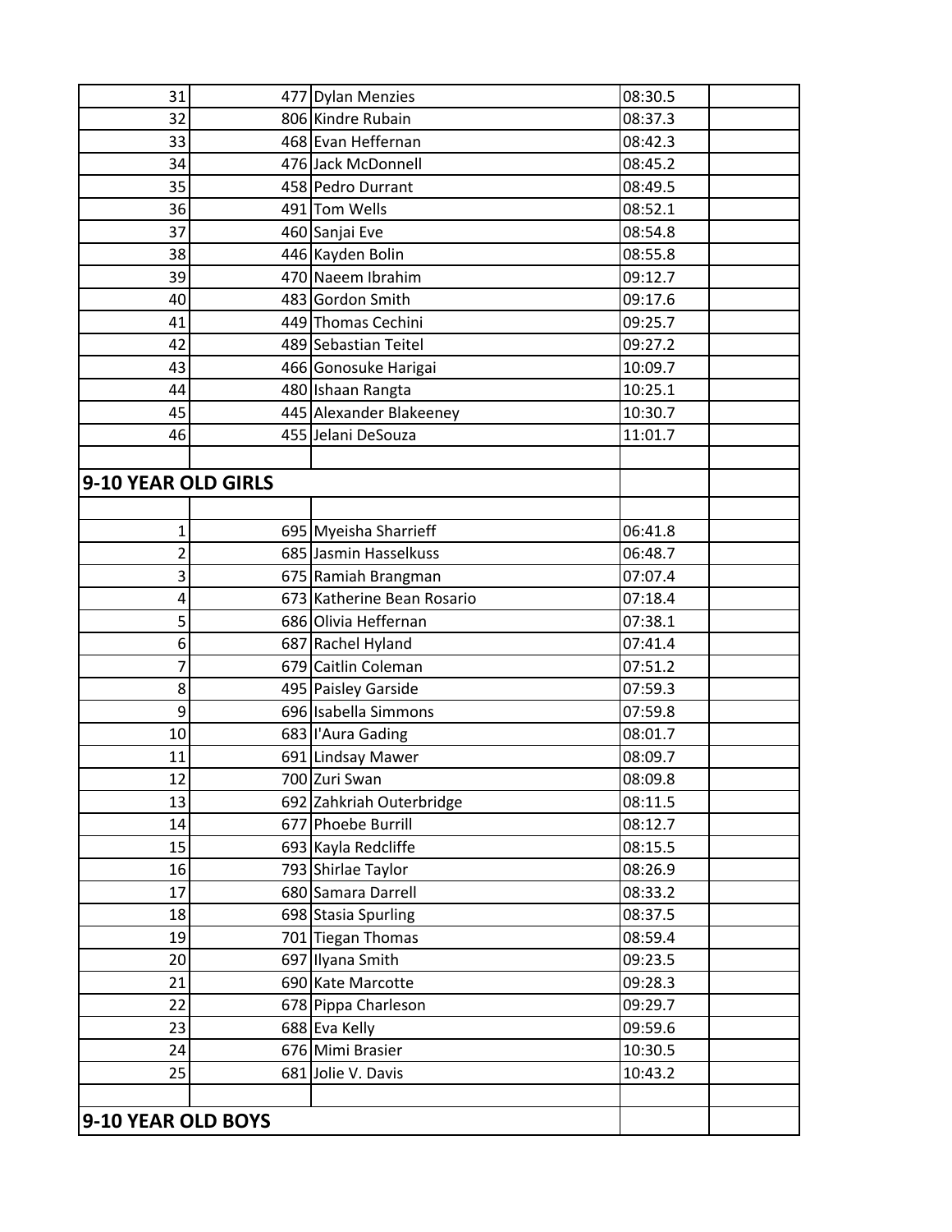| | | | | |
|---|---|---|---|---|
| 31 | 477 | Dylan Menzies | 08:30.5 | |
| 32 | 806 | Kindre Rubain | 08:37.3 | |
| 33 | 468 | Evan Heffernan | 08:42.3 | |
| 34 | 476 | Jack McDonnell | 08:45.2 | |
| 35 | 458 | Pedro Durrant | 08:49.5 | |
| 36 | 491 | Tom Wells | 08:52.1 | |
| 37 | 460 | Sanjai Eve | 08:54.8 | |
| 38 | 446 | Kayden Bolin | 08:55.8 | |
| 39 | 470 | Naeem Ibrahim | 09:12.7 | |
| 40 | 483 | Gordon Smith | 09:17.6 | |
| 41 | 449 | Thomas Cechini | 09:25.7 | |
| 42 | 489 | Sebastian Teitel | 09:27.2 | |
| 43 | 466 | Gonosuke Harigai | 10:09.7 | |
| 44 | 480 | Ishaan Rangta | 10:25.1 | |
| 45 | 445 | Alexander Blakeeney | 10:30.7 | |
| 46 | 455 | Jelani DeSouza | 11:01.7 | |
| | | | | |
| **9-10 YEAR OLD GIRLS** | | | | |
| | | | | |
| 1 | 695 | Myeisha Sharrieff | 06:41.8 | |
| 2 | 685 | Jasmin Hasselkuss | 06:48.7 | |
| 3 | 675 | Ramiah Brangman | 07:07.4 | |
| 4 | 673 | Katherine Bean Rosario | 07:18.4 | |
| 5 | 686 | Olivia Heffernan | 07:38.1 | |
| 6 | 687 | Rachel Hyland | 07:41.4 | |
| 7 | 679 | Caitlin Coleman | 07:51.2 | |
| 8 | 495 | Paisley Garside | 07:59.3 | |
| 9 | 696 | Isabella Simmons | 07:59.8 | |
| 10 | 683 | I'Aura Gading | 08:01.7 | |
| 11 | 691 | Lindsay Mawer | 08:09.7 | |
| 12 | 700 | Zuri Swan | 08:09.8 | |
| 13 | 692 | Zahkriah Outerbridge | 08:11.5 | |
| 14 | 677 | Phoebe Burrill | 08:12.7 | |
| 15 | 693 | Kayla Redcliffe | 08:15.5 | |
| 16 | 793 | Shirlae Taylor | 08:26.9 | |
| 17 | 680 | Samara Darrell | 08:33.2 | |
| 18 | 698 | Stasia Spurling | 08:37.5 | |
| 19 | 701 | Tiegan Thomas | 08:59.4 | |
| 20 | 697 | Ilyana Smith | 09:23.5 | |
| 21 | 690 | Kate Marcotte | 09:28.3 | |
| 22 | 678 | Pippa Charleson | 09:29.7 | |
| 23 | 688 | Eva Kelly | 09:59.6 | |
| 24 | 676 | Mimi Brasier | 10:30.5 | |
| 25 | 681 | Jolie V. Davis | 10:43.2 | |
| | | | | |
| **9-10 YEAR OLD BOYS** | | | | |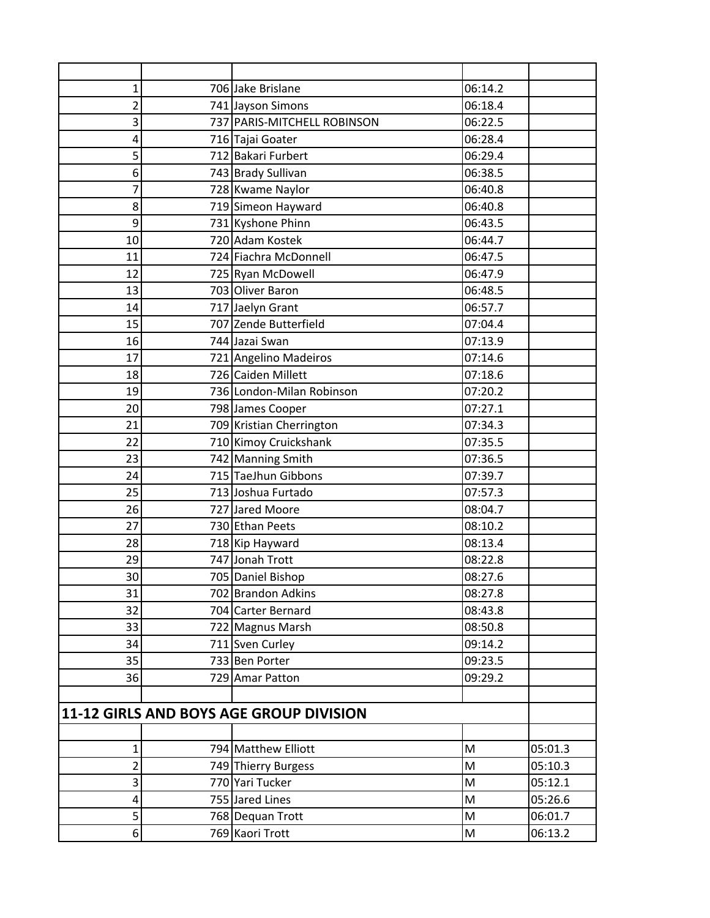| | | | | |
|---|---|---|---|---|
| 1 | 706 | Jake Brislane | 06:14.2 | |
| 2 | 741 | Jayson Simons | 06:18.4 | |
| 3 | 737 | PARIS-MITCHELL ROBINSON | 06:22.5 | |
| 4 | 716 | Tajai Goater | 06:28.4 | |
| 5 | 712 | Bakari Furbert | 06:29.4 | |
| 6 | 743 | Brady Sullivan | 06:38.5 | |
| 7 | 728 | Kwame Naylor | 06:40.8 | |
| 8 | 719 | Simeon Hayward | 06:40.8 | |
| 9 | 731 | Kyshone Phinn | 06:43.5 | |
| 10 | 720 | Adam Kostek | 06:44.7 | |
| 11 | 724 | Fiachra McDonnell | 06:47.5 | |
| 12 | 725 | Ryan McDowell | 06:47.9 | |
| 13 | 703 | Oliver Baron | 06:48.5 | |
| 14 | 717 | Jaelyn Grant | 06:57.7 | |
| 15 | 707 | Zende Butterfield | 07:04.4 | |
| 16 | 744 | Jazai Swan | 07:13.9 | |
| 17 | 721 | Angelino Madeiros | 07:14.6 | |
| 18 | 726 | Caiden Millett | 07:18.6 | |
| 19 | 736 | London-Milan Robinson | 07:20.2 | |
| 20 | 798 | James Cooper | 07:27.1 | |
| 21 | 709 | Kristian Cherrington | 07:34.3 | |
| 22 | 710 | Kimoy Cruickshank | 07:35.5 | |
| 23 | 742 | Manning Smith | 07:36.5 | |
| 24 | 715 | TaeJhun Gibbons | 07:39.7 | |
| 25 | 713 | Joshua Furtado | 07:57.3 | |
| 26 | 727 | Jared Moore | 08:04.7 | |
| 27 | 730 | Ethan Peets | 08:10.2 | |
| 28 | 718 | Kip Hayward | 08:13.4 | |
| 29 | 747 | Jonah Trott | 08:22.8 | |
| 30 | 705 | Daniel Bishop | 08:27.6 | |
| 31 | 702 | Brandon Adkins | 08:27.8 | |
| 32 | 704 | Carter Bernard | 08:43.8 | |
| 33 | 722 | Magnus Marsh | 08:50.8 | |
| 34 | 711 | Sven Curley | 09:14.2 | |
| 35 | 733 | Ben Porter | 09:23.5 | |
| 36 | 729 | Amar Patton | 09:29.2 | |

## 11-12 GIRLS AND BOYS AGE GROUP DIVISION

| | | | | |
|---|---|---|---|---|
| 1 | 794 | Matthew Elliott | M | 05:01.3 |
| 2 | 749 | Thierry Burgess | M | 05:10.3 |
| 3 | 770 | Yari Tucker | M | 05:12.1 |
| 4 | 755 | Jared Lines | M | 05:26.6 |
| 5 | 768 | Dequan Trott | M | 06:01.7 |
| 6 | 769 | Kaori Trott | M | 06:13.2 |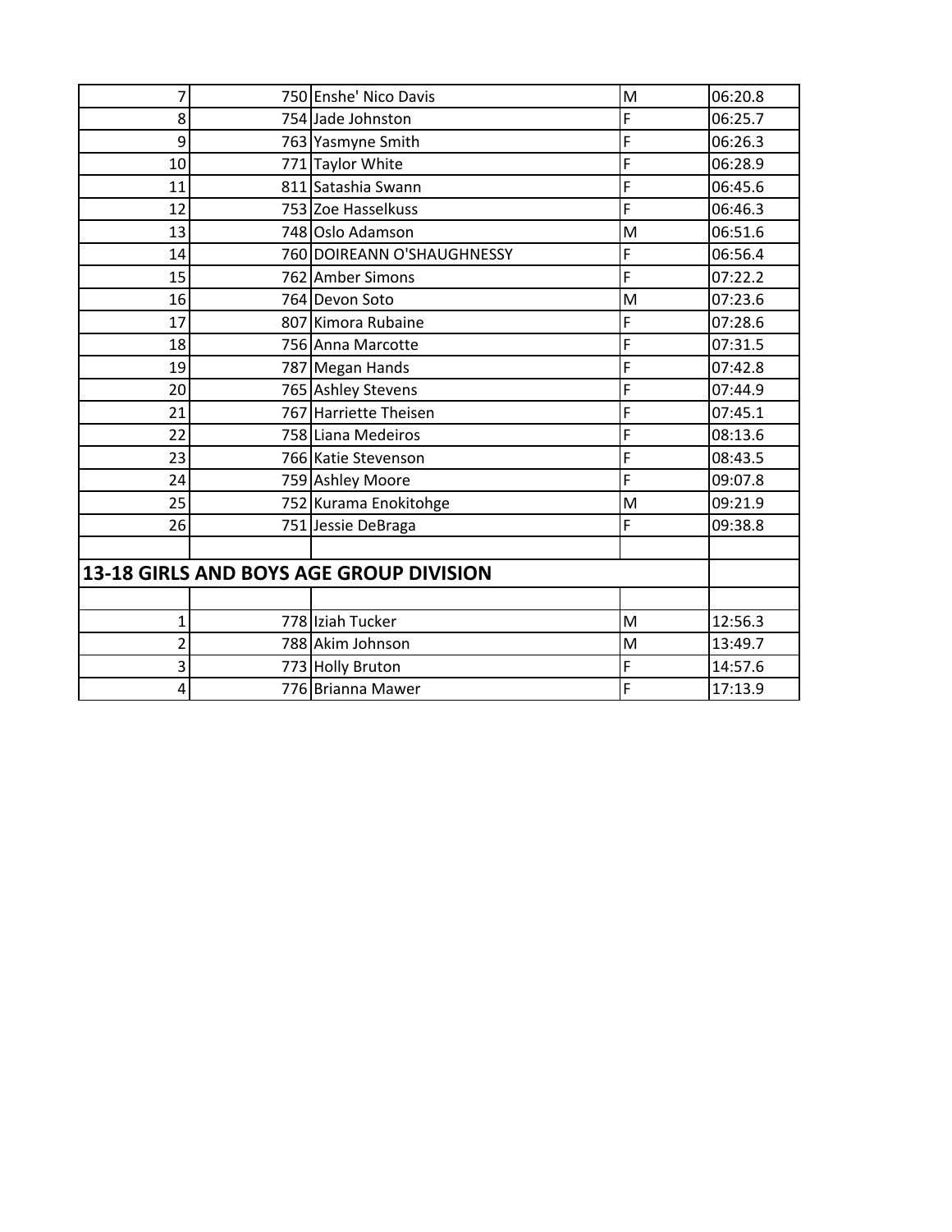| | | | | |
|---|---|---|---|---|
| 7 | 750 | Enshe' Nico Davis | M | 06:20.8 |
| 8 | 754 | Jade Johnston | F | 06:25.7 |
| 9 | 763 | Yasmyne Smith | F | 06:26.3 |
| 10 | 771 | Taylor White | F | 06:28.9 |
| 11 | 811 | Satashia Swann | F | 06:45.6 |
| 12 | 753 | Zoe Hasselkuss | F | 06:46.3 |
| 13 | 748 | Oslo Adamson | M | 06:51.6 |
| 14 | 760 | DOIREANN O'SHAUGHNESSY | F | 06:56.4 |
| 15 | 762 | Amber Simons | F | 07:22.2 |
| 16 | 764 | Devon Soto | M | 07:23.6 |
| 17 | 807 | Kimora Rubaine | F | 07:28.6 |
| 18 | 756 | Anna Marcotte | F | 07:31.5 |
| 19 | 787 | Megan Hands | F | 07:42.8 |
| 20 | 765 | Ashley Stevens | F | 07:44.9 |
| 21 | 767 | Harriette Theisen | F | 07:45.1 |
| 22 | 758 | Liana Medeiros | F | 08:13.6 |
| 23 | 766 | Katie Stevenson | F | 08:43.5 |
| 24 | 759 | Ashley Moore | F | 09:07.8 |
| 25 | 752 | Kurama Enokitohge | M | 09:21.9 |
| 26 | 751 | Jessie DeBraga | F | 09:38.8 |
| | | | | |
| **13-18 GIRLS AND BOYS AGE GROUP DIVISION** | | | | |
| | | | | |
| 1 | 778 | Iziah Tucker | M | 12:56.3 |
| 2 | 788 | Akim Johnson | M | 13:49.7 |
| 3 | 773 | Holly Bruton | F | 14:57.6 |
| 4 | 776 | Brianna Mawer | F | 17:13.9 |